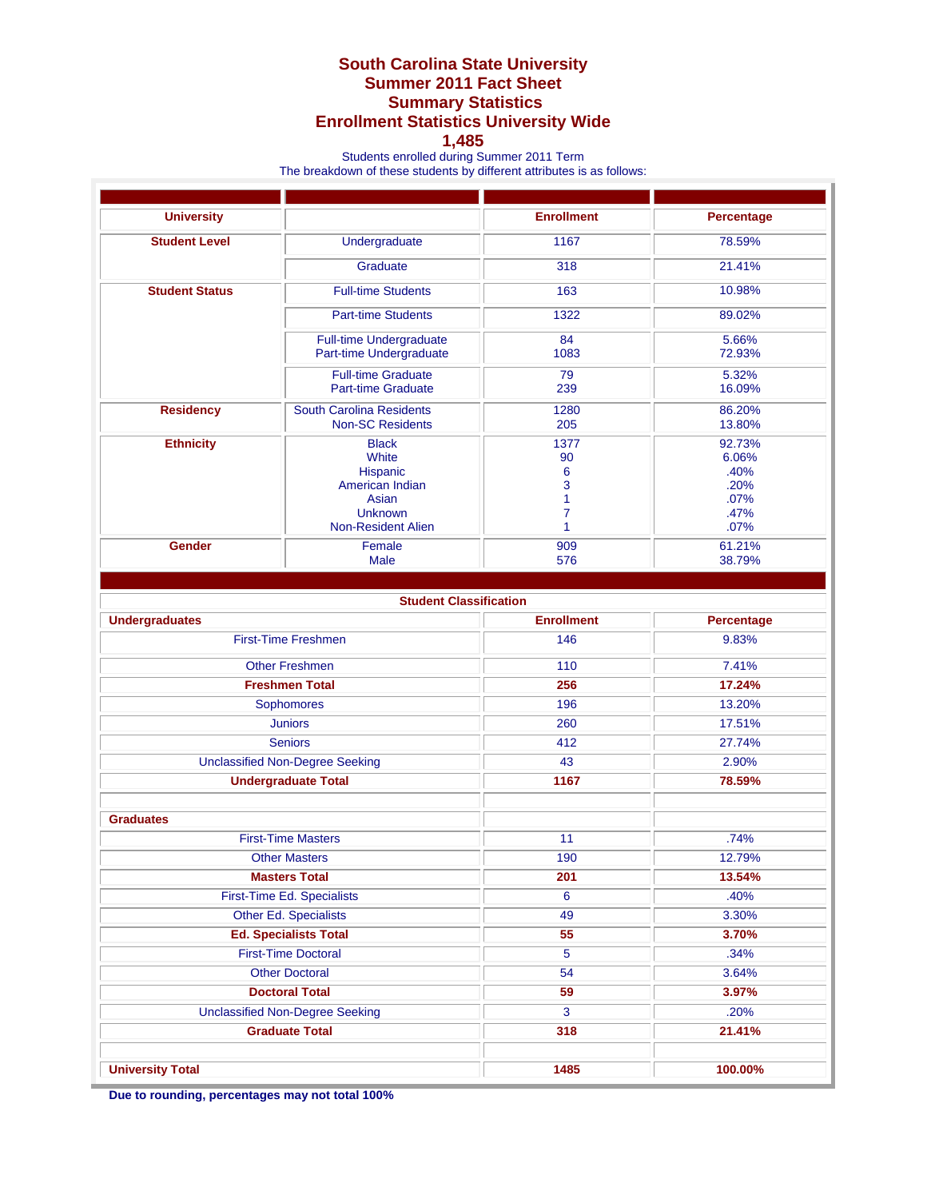# South Carolina State University
## Summer 2011 Fact Sheet
## Summary Statistics
## Enrollment Statistics University Wide
## 1,485

Students enrolled during Summer 2011 Term
The breakdown of these students by different attributes is as follows:

| University | | Enrollment | Percentage |
|---|---|---|---|
| **Student Level** | Undergraduate | 1167 | 78.59% |
| | Graduate | 318 | 21.41% |
| **Student Status** | Full-time Students | 163 | 10.98% |
| | Part-time Students | 1322 | 89.02% |
| | Full-time Undergraduate | 84 | 5.66% |
| | Part-time Undergraduate | 1083 | 72.93% |
| | Full-time Graduate | 79 | 5.32% |
| | Part-time Graduate | 239 | 16.09% |
| **Residency** | South Carolina Residents | 1280 | 86.20% |
| | Non-SC Residents | 205 | 13.80% |
| **Ethnicity** | Black | 1377 | 92.73% |
| | White | 90 | 6.06% |
| | Hispanic | 6 | .40% |
| | American Indian | 3 | .20% |
| | Asian | 1 | .07% |
| | Unknown | 7 | .47% |
| | Non-Resident Alien | 1 | .07% |
| **Gender** | Female | 909 | 61.21% |
| | Male | 576 | 38.79% |

**Student Classification**

| Undergraduates | Enrollment | Percentage |
|---|---|---|
| First-Time Freshmen | 146 | 9.83% |
| Other Freshmen | 110 | 7.41% |
| **Freshmen Total** | **256** | **17.24%** |
| Sophomores | 196 | 13.20% |
| Juniors | 260 | 17.51% |
| Seniors | 412 | 27.74% |
| Unclassified Non-Degree Seeking | 43 | 2.90% |
| **Undergraduate Total** | **1167** | **78.59%** |
| | | |
| **Graduates** | | |
| First-Time Masters | 11 | .74% |
| Other Masters | 190 | 12.79% |
| **Masters Total** | **201** | **13.54%** |
| First-Time Ed. Specialists | 6 | .40% |
| Other Ed. Specialists | 49 | 3.30% |
| **Ed. Specialists Total** | **55** | **3.70%** |
| First-Time Doctoral | 5 | .34% |
| Other Doctoral | 54 | 3.64% |
| **Doctoral Total** | **59** | **3.97%** |
| Unclassified Non-Degree Seeking | 3 | .20% |
| **Graduate Total** | **318** | **21.41%** |
| | | |
| **University Total** | **1485** | **100.00%** |

**Due to rounding, percentages may not total 100%**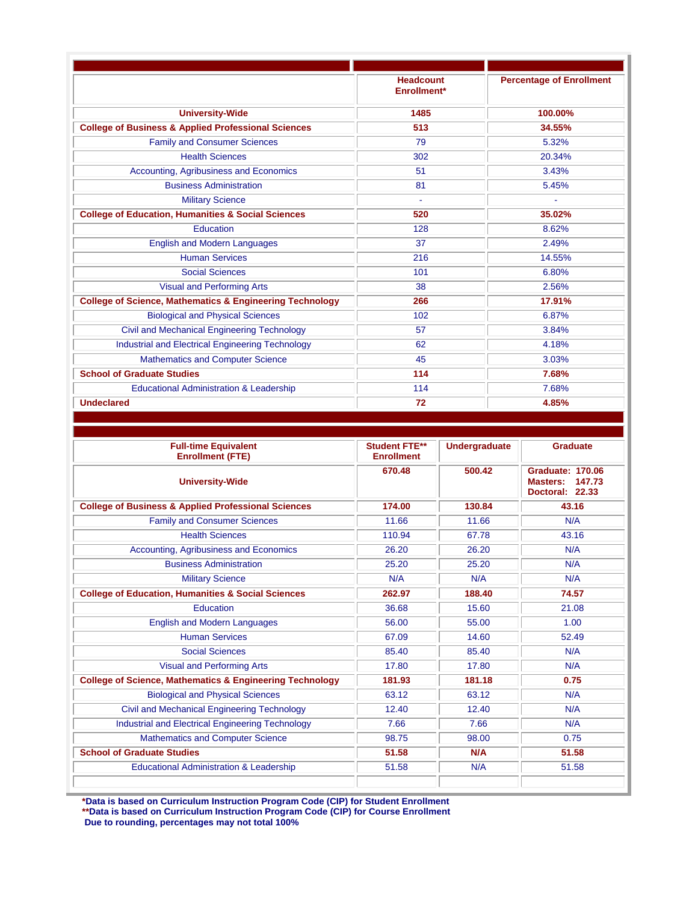| | Headcount Enrollment* | Percentage of Enrollment |
|---|---|---|
| **University-Wide** | **1485** | **100.00%** |
| **College of Business & Applied Professional Sciences** | **513** | **34.55%** |
| Family and Consumer Sciences | 79 | 5.32% |
| Health Sciences | 302 | 20.34% |
| Accounting, Agribusiness and Economics | 51 | 3.43% |
| Business Administration | 81 | 5.45% |
| Military Science | - | - |
| **College of Education, Humanities & Social Sciences** | **520** | **35.02%** |
| Education | 128 | 8.62% |
| English and Modern Languages | 37 | 2.49% |
| Human Services | 216 | 14.55% |
| Social Sciences | 101 | 6.80% |
| Visual and Performing Arts | 38 | 2.56% |
| **College of Science, Mathematics & Engineering Technology** | **266** | **17.91%** |
| Biological and Physical Sciences | 102 | 6.87% |
| Civil and Mechanical Engineering Technology | 57 | 3.84% |
| Industrial and Electrical Engineering Technology | 62 | 4.18% |
| Mathematics and Computer Science | 45 | 3.03% |
| **School of Graduate Studies** | **114** | **7.68%** |
| Educational Administration & Leadership | 114 | 7.68% |
| **Undeclared** | **72** | **4.85%** |

| Full-time Equivalent Enrollment (FTE) | Student FTE** Enrollment | Undergraduate | Graduate |
|---|---|---|---|
| **University-Wide** | **670.48** | **500.42** | **Graduate: 170.06 Masters: 147.73 Doctoral: 22.33** |
| **College of Business & Applied Professional Sciences** | **174.00** | **130.84** | **43.16** |
| Family and Consumer Sciences | 11.66 | 11.66 | N/A |
| Health Sciences | 110.94 | 67.78 | 43.16 |
| Accounting, Agribusiness and Economics | 26.20 | 26.20 | N/A |
| Business Administration | 25.20 | 25.20 | N/A |
| Military Science | N/A | N/A | N/A |
| **College of Education, Humanities & Social Sciences** | **262.97** | **188.40** | **74.57** |
| Education | 36.68 | 15.60 | 21.08 |
| English and Modern Languages | 56.00 | 55.00 | 1.00 |
| Human Services | 67.09 | 14.60 | 52.49 |
| Social Sciences | 85.40 | 85.40 | N/A |
| Visual and Performing Arts | 17.80 | 17.80 | N/A |
| **College of Science, Mathematics & Engineering Technology** | **181.93** | **181.18** | **0.75** |
| Biological and Physical Sciences | 63.12 | 63.12 | N/A |
| Civil and Mechanical Engineering Technology | 12.40 | 12.40 | N/A |
| Industrial and Electrical Engineering Technology | 7.66 | 7.66 | N/A |
| Mathematics and Computer Science | 98.75 | 98.00 | 0.75 |
| **School of Graduate Studies** | **51.58** | **N/A** | **51.58** |
| Educational Administration & Leadership | 51.58 | N/A | 51.58 |

**\*Data is based on Curriculum Instruction Program Code (CIP) for Student Enrollment**
**\*\*Data is based on Curriculum Instruction Program Code (CIP) for Course Enrollment**
**Due to rounding, percentages may not total 100%**